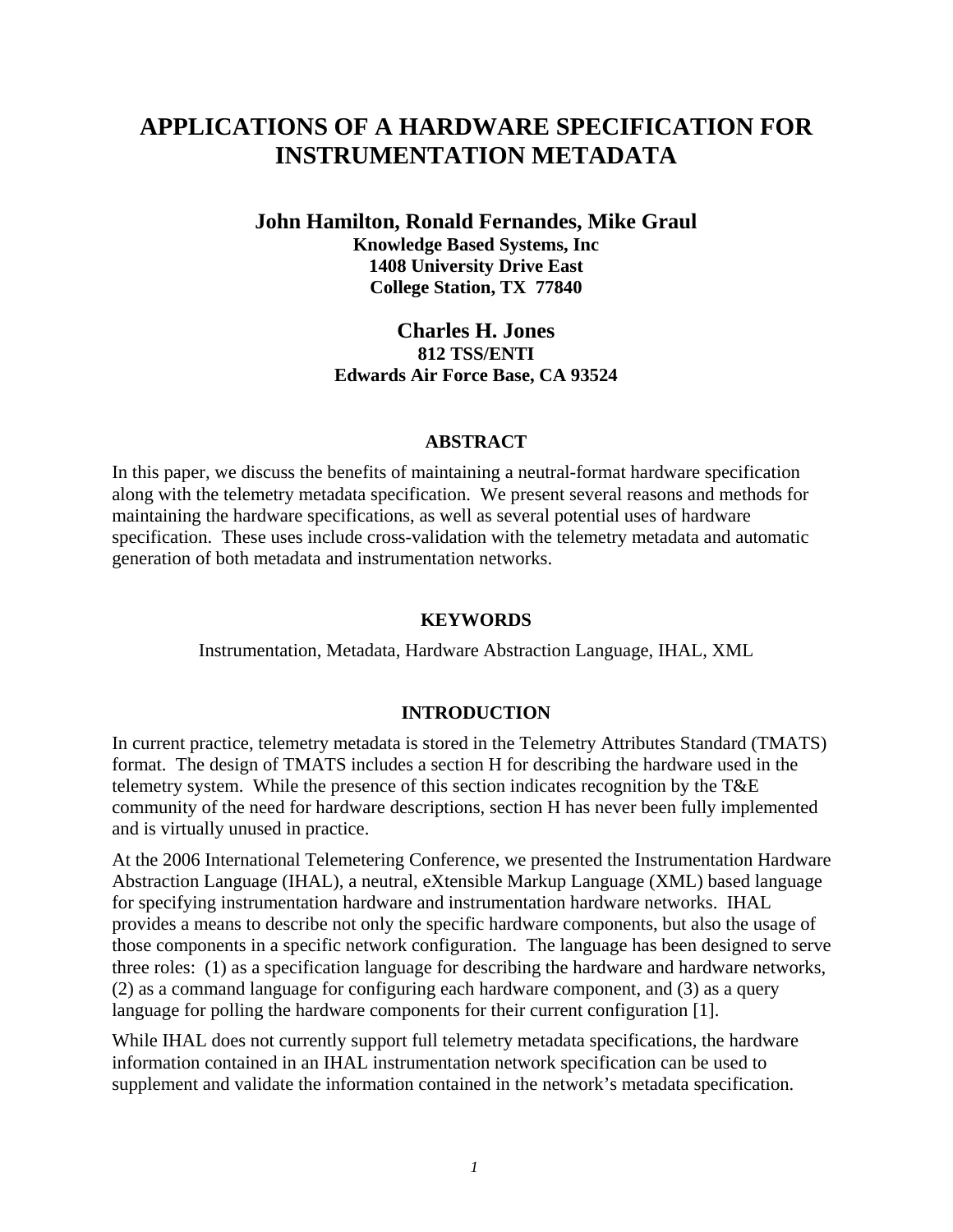# APPLICATIONS OF A HARDWARE SPECIFICATION FOR INSTRUMENTATION METADATA

**John Hamilton, Ronald Fernandes, Mike Graul**
**Knowledge Based Systems, Inc**
**1408 University Drive East**
**College Station, TX 77840**

**Charles H. Jones**
**812 TSS/ENTI**
**Edwards Air Force Base, CA 93524**

## ABSTRACT

In this paper, we discuss the benefits of maintaining a neutral-format hardware specification along with the telemetry metadata specification. We present several reasons and methods for maintaining the hardware specifications, as well as several potential uses of hardware specification. These uses include cross-validation with the telemetry metadata and automatic generation of both metadata and instrumentation networks.

## KEYWORDS

Instrumentation, Metadata, Hardware Abstraction Language, IHAL, XML

## INTRODUCTION

In current practice, telemetry metadata is stored in the Telemetry Attributes Standard (TMATS) format. The design of TMATS includes a section H for describing the hardware used in the telemetry system. While the presence of this section indicates recognition by the T&E community of the need for hardware descriptions, section H has never been fully implemented and is virtually unused in practice.

At the 2006 International Telemetering Conference, we presented the Instrumentation Hardware Abstraction Language (IHAL), a neutral, eXtensible Markup Language (XML) based language for specifying instrumentation hardware and instrumentation hardware networks. IHAL provides a means to describe not only the specific hardware components, but also the usage of those components in a specific network configuration. The language has been designed to serve three roles: (1) as a specification language for describing the hardware and hardware networks, (2) as a command language for configuring each hardware component, and (3) as a query language for polling the hardware components for their current configuration [1].

While IHAL does not currently support full telemetry metadata specifications, the hardware information contained in an IHAL instrumentation network specification can be used to supplement and validate the information contained in the network's metadata specification.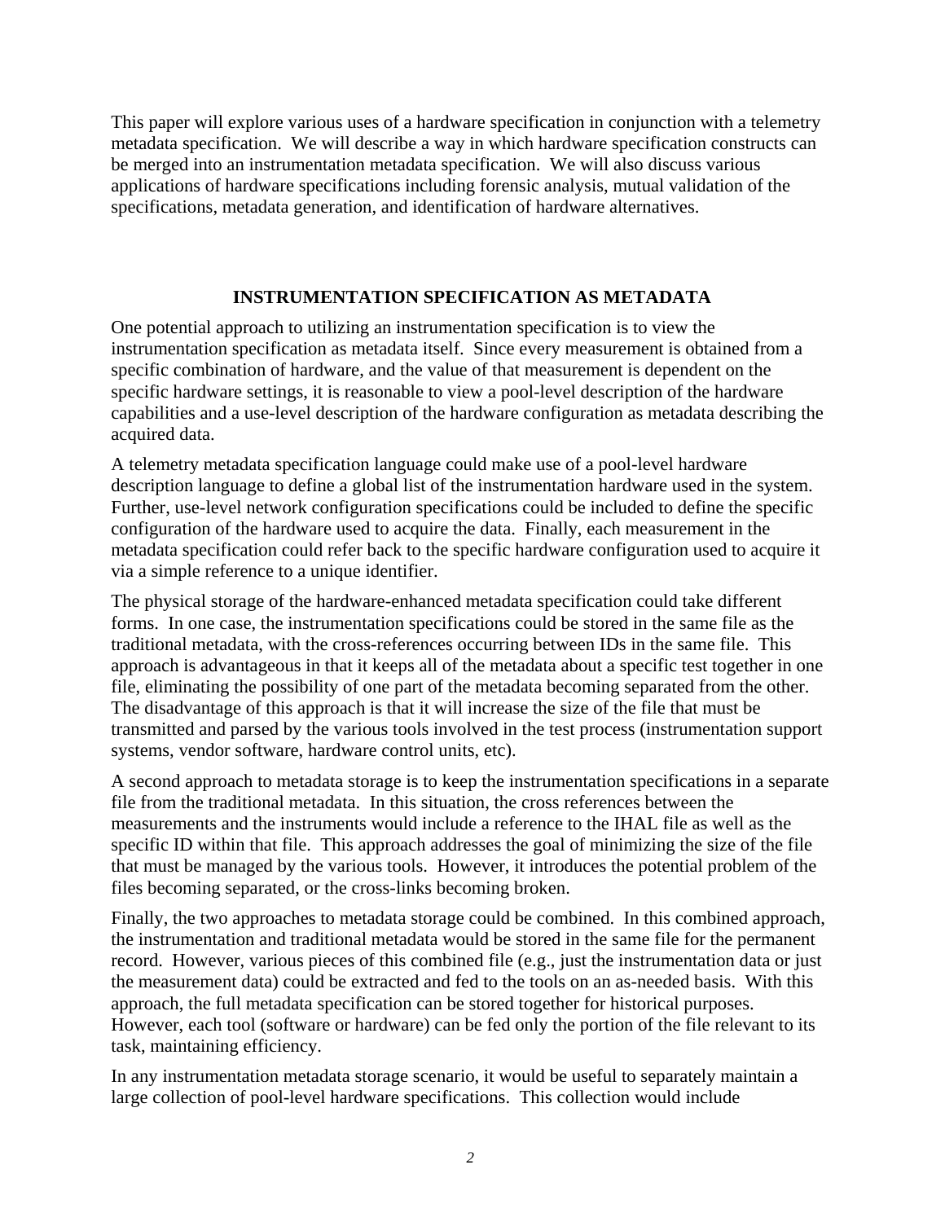This paper will explore various uses of a hardware specification in conjunction with a telemetry metadata specification. We will describe a way in which hardware specification constructs can be merged into an instrumentation metadata specification. We will also discuss various applications of hardware specifications including forensic analysis, mutual validation of the specifications, metadata generation, and identification of hardware alternatives.

## INSTRUMENTATION SPECIFICATION AS METADATA

One potential approach to utilizing an instrumentation specification is to view the instrumentation specification as metadata itself. Since every measurement is obtained from a specific combination of hardware, and the value of that measurement is dependent on the specific hardware settings, it is reasonable to view a pool-level description of the hardware capabilities and a use-level description of the hardware configuration as metadata describing the acquired data.

A telemetry metadata specification language could make use of a pool-level hardware description language to define a global list of the instrumentation hardware used in the system. Further, use-level network configuration specifications could be included to define the specific configuration of the hardware used to acquire the data. Finally, each measurement in the metadata specification could refer back to the specific hardware configuration used to acquire it via a simple reference to a unique identifier.

The physical storage of the hardware-enhanced metadata specification could take different forms. In one case, the instrumentation specifications could be stored in the same file as the traditional metadata, with the cross-references occurring between IDs in the same file. This approach is advantageous in that it keeps all of the metadata about a specific test together in one file, eliminating the possibility of one part of the metadata becoming separated from the other. The disadvantage of this approach is that it will increase the size of the file that must be transmitted and parsed by the various tools involved in the test process (instrumentation support systems, vendor software, hardware control units, etc).

A second approach to metadata storage is to keep the instrumentation specifications in a separate file from the traditional metadata. In this situation, the cross references between the measurements and the instruments would include a reference to the IHAL file as well as the specific ID within that file. This approach addresses the goal of minimizing the size of the file that must be managed by the various tools. However, it introduces the potential problem of the files becoming separated, or the cross-links becoming broken.

Finally, the two approaches to metadata storage could be combined. In this combined approach, the instrumentation and traditional metadata would be stored in the same file for the permanent record. However, various pieces of this combined file (e.g., just the instrumentation data or just the measurement data) could be extracted and fed to the tools on an as-needed basis. With this approach, the full metadata specification can be stored together for historical purposes. However, each tool (software or hardware) can be fed only the portion of the file relevant to its task, maintaining efficiency.

In any instrumentation metadata storage scenario, it would be useful to separately maintain a large collection of pool-level hardware specifications. This collection would include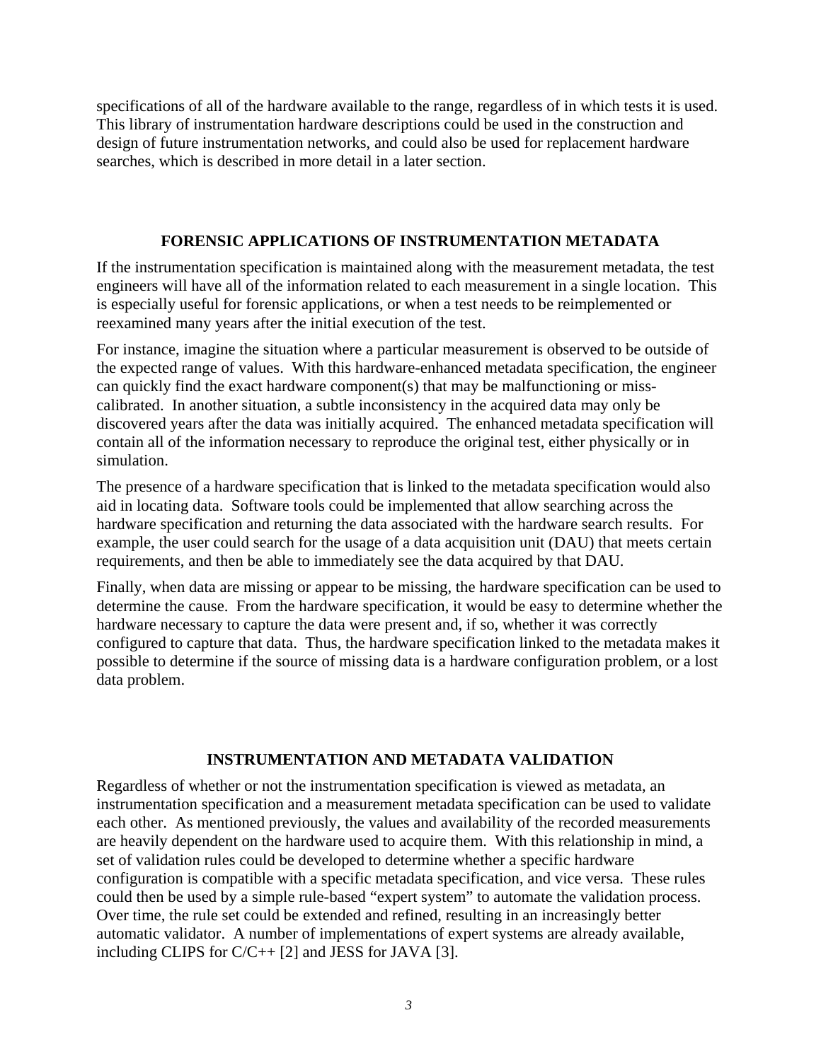specifications of all of the hardware available to the range, regardless of in which tests it is used. This library of instrumentation hardware descriptions could be used in the construction and design of future instrumentation networks, and could also be used for replacement hardware searches, which is described in more detail in a later section.

## FORENSIC APPLICATIONS OF INSTRUMENTATION METADATA

If the instrumentation specification is maintained along with the measurement metadata, the test engineers will have all of the information related to each measurement in a single location. This is especially useful for forensic applications, or when a test needs to be reimplemented or reexamined many years after the initial execution of the test.

For instance, imagine the situation where a particular measurement is observed to be outside of the expected range of values. With this hardware-enhanced metadata specification, the engineer can quickly find the exact hardware component(s) that may be malfunctioning or miss-calibrated. In another situation, a subtle inconsistency in the acquired data may only be discovered years after the data was initially acquired. The enhanced metadata specification will contain all of the information necessary to reproduce the original test, either physically or in simulation.

The presence of a hardware specification that is linked to the metadata specification would also aid in locating data. Software tools could be implemented that allow searching across the hardware specification and returning the data associated with the hardware search results. For example, the user could search for the usage of a data acquisition unit (DAU) that meets certain requirements, and then be able to immediately see the data acquired by that DAU.

Finally, when data are missing or appear to be missing, the hardware specification can be used to determine the cause. From the hardware specification, it would be easy to determine whether the hardware necessary to capture the data were present and, if so, whether it was correctly configured to capture that data. Thus, the hardware specification linked to the metadata makes it possible to determine if the source of missing data is a hardware configuration problem, or a lost data problem.

## INSTRUMENTATION AND METADATA VALIDATION

Regardless of whether or not the instrumentation specification is viewed as metadata, an instrumentation specification and a measurement metadata specification can be used to validate each other. As mentioned previously, the values and availability of the recorded measurements are heavily dependent on the hardware used to acquire them. With this relationship in mind, a set of validation rules could be developed to determine whether a specific hardware configuration is compatible with a specific metadata specification, and vice versa. These rules could then be used by a simple rule-based "expert system" to automate the validation process. Over time, the rule set could be extended and refined, resulting in an increasingly better automatic validator. A number of implementations of expert systems are already available, including CLIPS for C/C++ [2] and JESS for JAVA [3].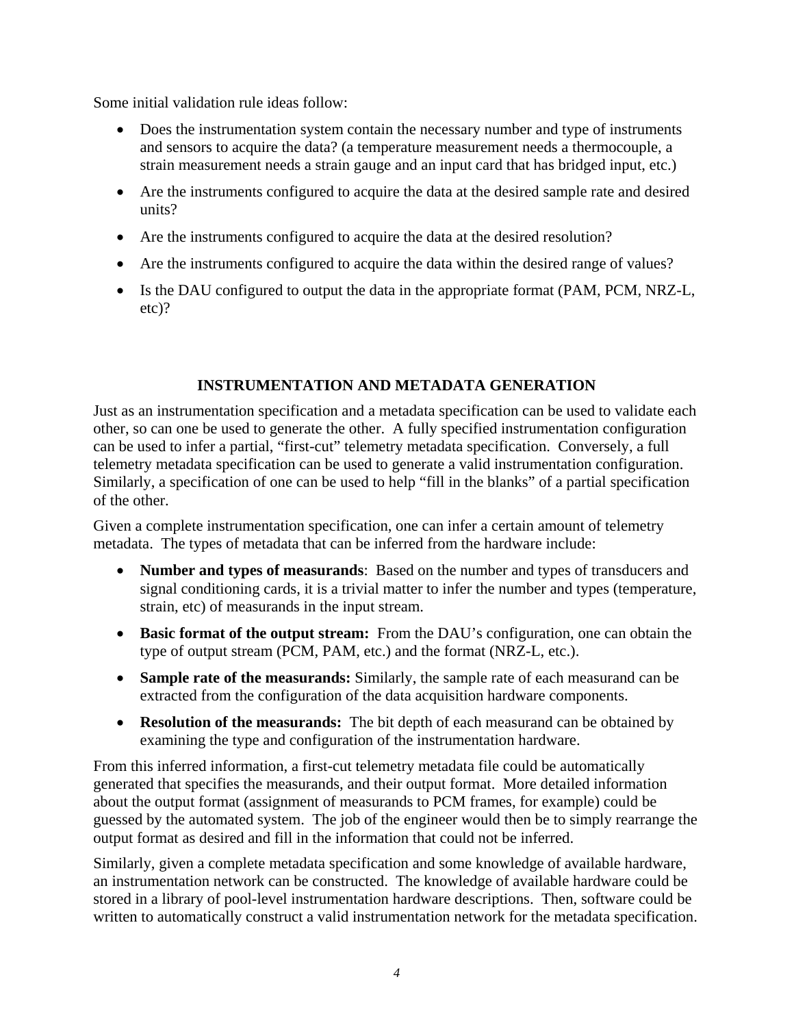Some initial validation rule ideas follow:

- Does the instrumentation system contain the necessary number and type of instruments and sensors to acquire the data? (a temperature measurement needs a thermocouple, a strain measurement needs a strain gauge and an input card that has bridged input, etc.)
- Are the instruments configured to acquire the data at the desired sample rate and desired units?
- Are the instruments configured to acquire the data at the desired resolution?
- Are the instruments configured to acquire the data within the desired range of values?
- Is the DAU configured to output the data in the appropriate format (PAM, PCM, NRZ-L, etc)?

## INSTRUMENTATION AND METADATA GENERATION

Just as an instrumentation specification and a metadata specification can be used to validate each other, so can one be used to generate the other. A fully specified instrumentation configuration can be used to infer a partial, "first-cut" telemetry metadata specification. Conversely, a full telemetry metadata specification can be used to generate a valid instrumentation configuration. Similarly, a specification of one can be used to help "fill in the blanks" of a partial specification of the other.

Given a complete instrumentation specification, one can infer a certain amount of telemetry metadata. The types of metadata that can be inferred from the hardware include:

- **Number and types of measurands**: Based on the number and types of transducers and signal conditioning cards, it is a trivial matter to infer the number and types (temperature, strain, etc) of measurands in the input stream.
- **Basic format of the output stream:** From the DAU's configuration, one can obtain the type of output stream (PCM, PAM, etc.) and the format (NRZ-L, etc.).
- **Sample rate of the measurands:** Similarly, the sample rate of each measurand can be extracted from the configuration of the data acquisition hardware components.
- **Resolution of the measurands:** The bit depth of each measurand can be obtained by examining the type and configuration of the instrumentation hardware.

From this inferred information, a first-cut telemetry metadata file could be automatically generated that specifies the measurands, and their output format. More detailed information about the output format (assignment of measurands to PCM frames, for example) could be guessed by the automated system. The job of the engineer would then be to simply rearrange the output format as desired and fill in the information that could not be inferred.

Similarly, given a complete metadata specification and some knowledge of available hardware, an instrumentation network can be constructed. The knowledge of available hardware could be stored in a library of pool-level instrumentation hardware descriptions. Then, software could be written to automatically construct a valid instrumentation network for the metadata specification.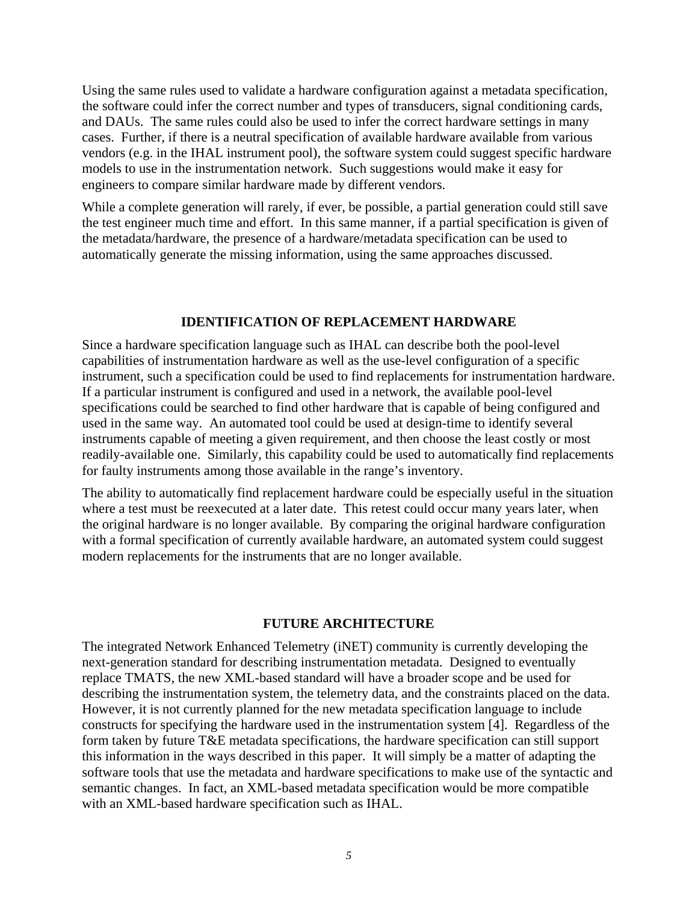Using the same rules used to validate a hardware configuration against a metadata specification, the software could infer the correct number and types of transducers, signal conditioning cards, and DAUs. The same rules could also be used to infer the correct hardware settings in many cases. Further, if there is a neutral specification of available hardware available from various vendors (e.g. in the IHAL instrument pool), the software system could suggest specific hardware models to use in the instrumentation network. Such suggestions would make it easy for engineers to compare similar hardware made by different vendors.

While a complete generation will rarely, if ever, be possible, a partial generation could still save the test engineer much time and effort. In this same manner, if a partial specification is given of the metadata/hardware, the presence of a hardware/metadata specification can be used to automatically generate the missing information, using the same approaches discussed.

## IDENTIFICATION OF REPLACEMENT HARDWARE

Since a hardware specification language such as IHAL can describe both the pool-level capabilities of instrumentation hardware as well as the use-level configuration of a specific instrument, such a specification could be used to find replacements for instrumentation hardware. If a particular instrument is configured and used in a network, the available pool-level specifications could be searched to find other hardware that is capable of being configured and used in the same way. An automated tool could be used at design-time to identify several instruments capable of meeting a given requirement, and then choose the least costly or most readily-available one. Similarly, this capability could be used to automatically find replacements for faulty instruments among those available in the range's inventory.

The ability to automatically find replacement hardware could be especially useful in the situation where a test must be reexecuted at a later date. This retest could occur many years later, when the original hardware is no longer available. By comparing the original hardware configuration with a formal specification of currently available hardware, an automated system could suggest modern replacements for the instruments that are no longer available.

## FUTURE ARCHITECTURE

The integrated Network Enhanced Telemetry (iNET) community is currently developing the next-generation standard for describing instrumentation metadata. Designed to eventually replace TMATS, the new XML-based standard will have a broader scope and be used for describing the instrumentation system, the telemetry data, and the constraints placed on the data. However, it is not currently planned for the new metadata specification language to include constructs for specifying the hardware used in the instrumentation system [4]. Regardless of the form taken by future T&E metadata specifications, the hardware specification can still support this information in the ways described in this paper. It will simply be a matter of adapting the software tools that use the metadata and hardware specifications to make use of the syntactic and semantic changes. In fact, an XML-based metadata specification would be more compatible with an XML-based hardware specification such as IHAL.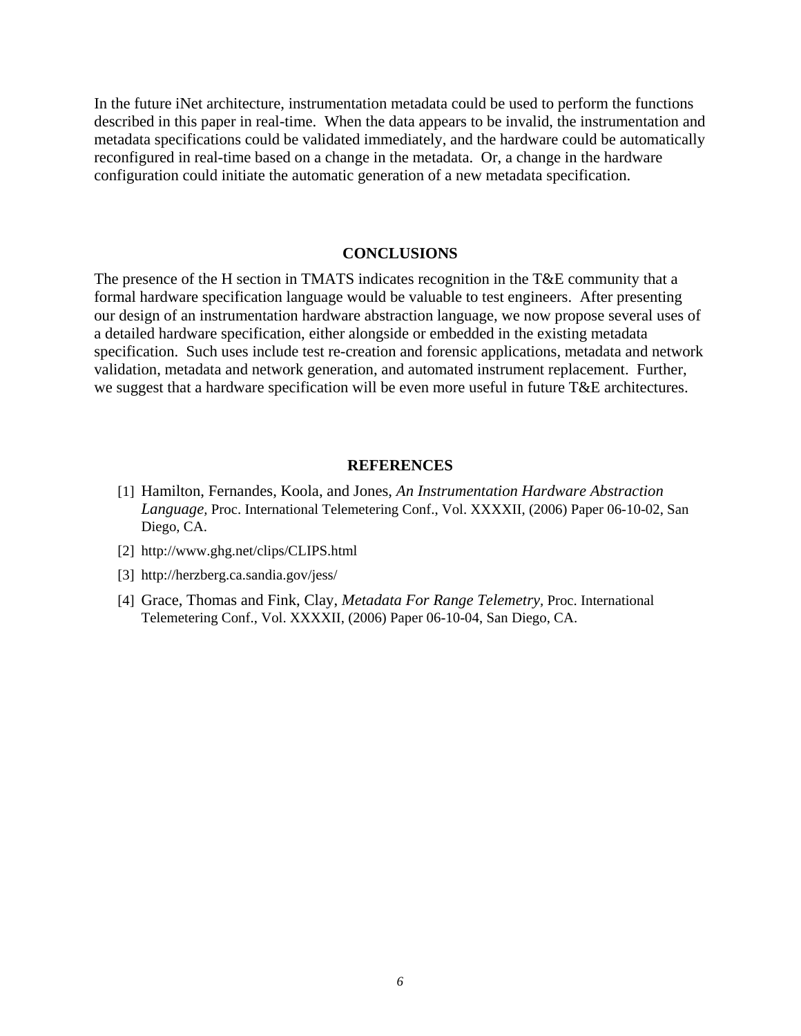In the future iNet architecture, instrumentation metadata could be used to perform the functions described in this paper in real-time. When the data appears to be invalid, the instrumentation and metadata specifications could be validated immediately, and the hardware could be automatically reconfigured in real-time based on a change in the metadata. Or, a change in the hardware configuration could initiate the automatic generation of a new metadata specification.

## CONCLUSIONS

The presence of the H section in TMATS indicates recognition in the T&E community that a formal hardware specification language would be valuable to test engineers. After presenting our design of an instrumentation hardware abstraction language, we now propose several uses of a detailed hardware specification, either alongside or embedded in the existing metadata specification. Such uses include test re-creation and forensic applications, metadata and network validation, metadata and network generation, and automated instrument replacement. Further, we suggest that a hardware specification will be even more useful in future T&E architectures.

## REFERENCES

[1] Hamilton, Fernandes, Koola, and Jones, *An Instrumentation Hardware Abstraction Language,* Proc. International Telemetering Conf., Vol. XXXXII, (2006) Paper 06-10-02, San Diego, CA.

[2] http://www.ghg.net/clips/CLIPS.html

[3] http://herzberg.ca.sandia.gov/jess/

[4] Grace, Thomas and Fink, Clay, *Metadata For Range Telemetry,* Proc. International Telemetering Conf., Vol. XXXXII, (2006) Paper 06-10-04, San Diego, CA.